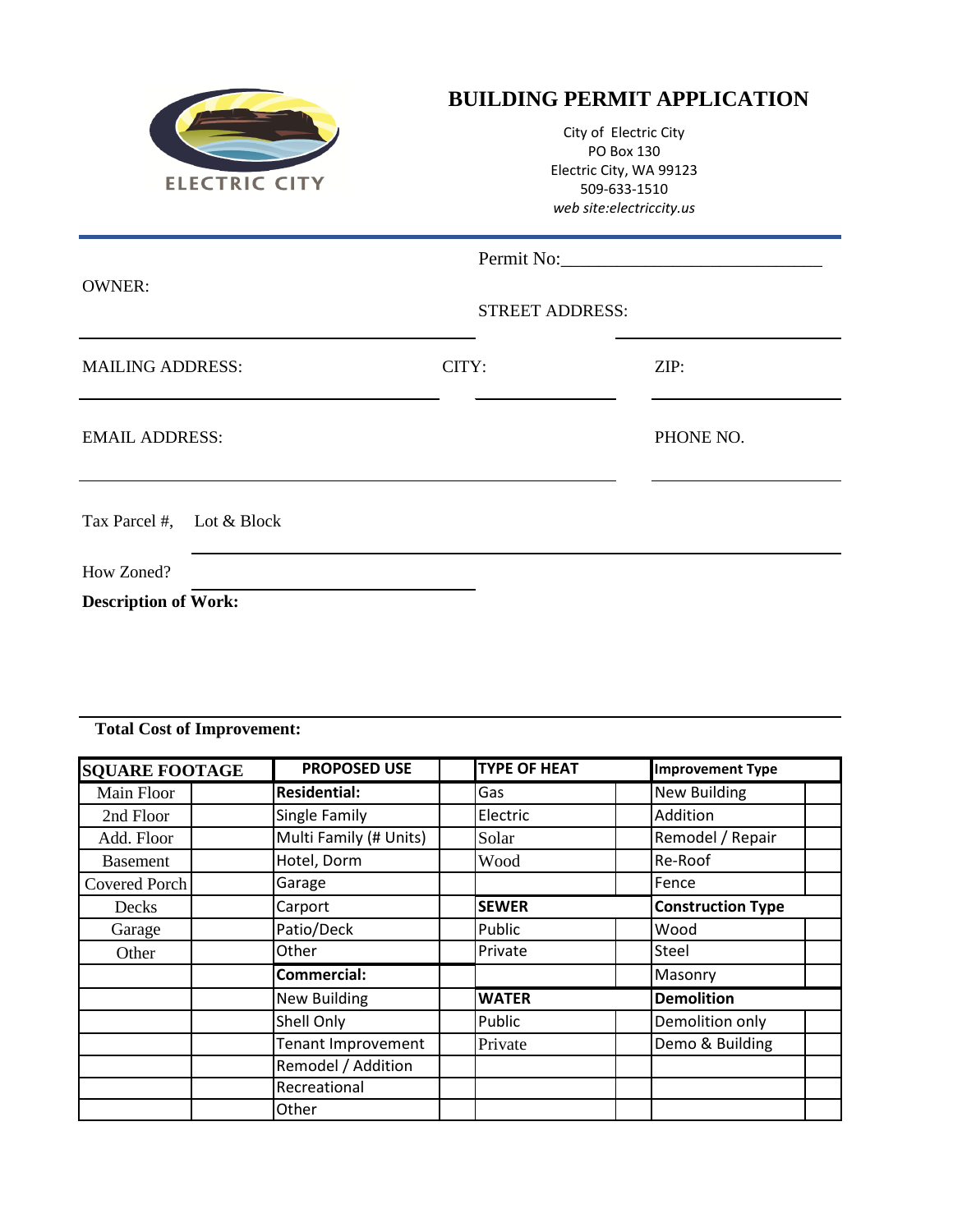ELECTRIC CITY

# BUILDING PERMIT APPLICATION

City of Electric City
PO Box 130
Electric City, WA 99123
509-633-1510
*web site:electriccity.us*

Permit No:____________________________

OWNER: ______________________________ STREET ADDRESS: ______________________

MAILING ADDRESS: ______________________ CITY: ______________ ZIP: ______________

EMAIL ADDRESS: ______________________________ PHONE NO. ______________

Tax Parcel #, Lot & Block ______________________________________________

How Zoned? ______________________

**Description of Work:**

______________________________________________________________

**Total Cost of Improvement:**

| SQUARE FOOTAGE | | PROPOSED USE | | TYPE OF HEAT | | Improvement Type | |
|---|---|---|---|---|---|---|---|
| Main Floor | | **Residential:** | | Gas | | New Building | |
| 2nd Floor | | Single Family | | Electric | | Addition | |
| Add. Floor | | Multi Family (# Units) | | Solar | | Remodel / Repair | |
| Basement | | Hotel, Dorm | | Wood | | Re-Roof | |
| Covered Porch | | Garage | | | | Fence | |
| Decks | | Carport | | **SEWER** | | **Construction Type** | |
| Garage | | Patio/Deck | | Public | | Wood | |
| Other | | Other | | Private | | Steel | |
| | | **Commercial:** | | | | Masonry | |
| | | New Building | | **WATER** | | **Demolition** | |
| | | Shell Only | | Public | | Demolition only | |
| | | Tenant Improvement | | Private | | Demo & Building | |
| | | Remodel / Addition | | | | | |
| | | Recreational | | | | | |
| | | Other | | | | | |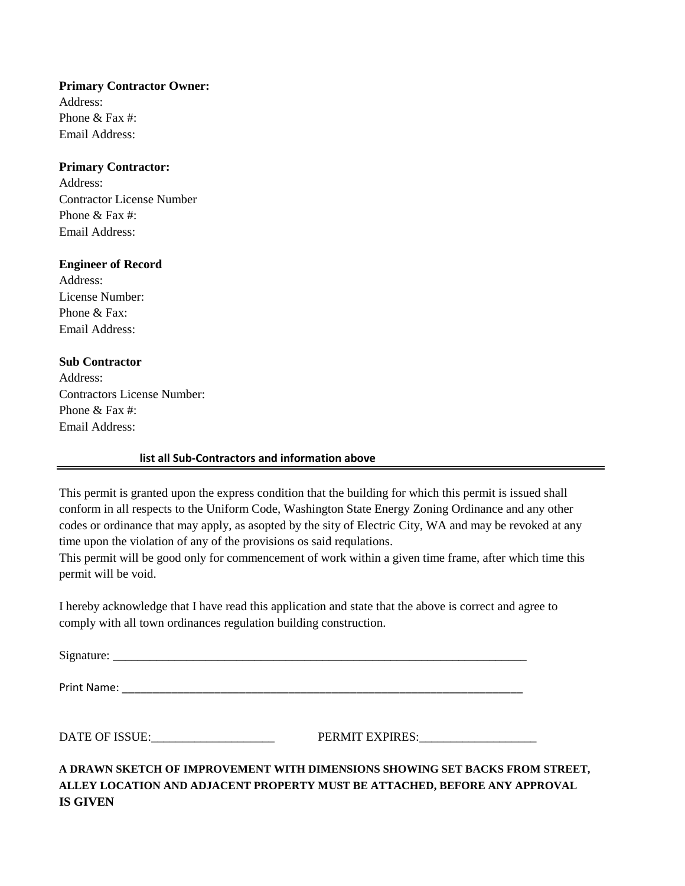**Primary Contractor Owner:**
Address:
Phone & Fax #:
Email Address:

**Primary Contractor:**
Address:
Contractor License Number
Phone & Fax #:
Email Address:

**Engineer of Record**
Address:
License Number:
Phone & Fax:
Email Address:

**Sub Contractor**
Address:
Contractors License Number:
Phone & Fax #:
Email Address:

**list all Sub-Contractors and information above**

---

This permit is granted upon the express condition that the building for which this permit is issued shall conform in all respects to the Uniform Code, Washington State Energy Zoning Ordinance and any other codes or ordinance that may apply, as asopted by the sity of Electric City, WA and may be revoked at any time upon the violation of any of the provisions os said requlations.
This permit will be good only for commencement of work within a given time frame, after which time this permit will be void.

I hereby acknowledge that I have read this application and state that the above is correct and agree to comply with all town ordinances regulation building construction.

Signature: ______________________________________________________________________

Print Name: ______________________________________________________________________

DATE OF ISSUE:____________________ PERMIT EXPIRES:___________________

**A DRAWN SKETCH OF IMPROVEMENT WITH DIMENSIONS SHOWING SET BACKS FROM STREET, ALLEY LOCATION AND ADJACENT PROPERTY MUST BE ATTACHED, BEFORE ANY APPROVAL IS GIVEN**